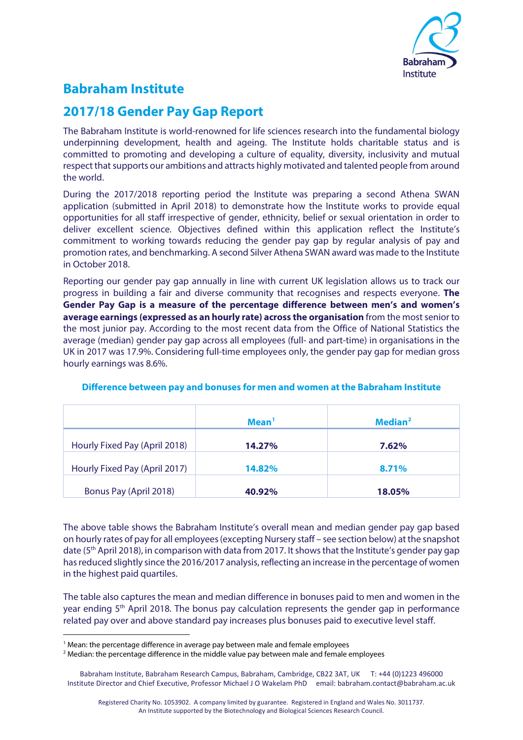# Babraham Institute

## 2017/18 Gender Pay Gap Report

The Babraham Institute is world-renowned for life sciences research into the fundamental biology underpinning development, health and ageing. The Institute holds charitable status and is committed to promoting and developing a culture of equality, diversity, inclusivity and mutual respect that supports our ambitions and attracts highly motivated and talented people from around the world.

During the 2017/2018 reporting period the Institute was preparing a second Athena SWAN application (submitted in April 2018) to demonstrate how the Institute works to provide equal opportunities for all staff irrespective of gender, ethnicity, belief or sexual orientation in order to deliver excellent science. Objectives defined within this application reflect the Institute's commitment to working towards reducing the gender pay gap by regular analysis of pay and promotion rates, and benchmarking. A second Silver Athena SWAN award was made to the Institute in October 2018.

Reporting our gender pay gap annually in line with current UK legislation allows us to track our progress in building a fair and diverse community that recognises and respects everyone. **The Gender Pay Gap is a measure of the percentage difference between men's and women's average earnings (expressed as an hourly rate) across the organisation** from the most senior to the most junior pay. According to the most recent data from the Office of National Statistics the average (median) gender pay gap across all employees (full- and part-time) in organisations in the UK in 2017 was 17.9%. Considering full-time employees only, the gender pay gap for median gross hourly earnings was 8.6%.

**Difference between pay and bonuses for men and women at the Babraham Institute**

| | Mean[1] | Median[2] |
|---|---|---|
| Hourly Fixed Pay (April 2018) | **14.27%** | **7.62%** |
| Hourly Fixed Pay (April 2017) | 14.82% | 8.71% |
| Bonus Pay (April 2018) | **40.92%** | **18.05%** |

The above table shows the Babraham Institute's overall mean and median gender pay gap based on hourly rates of pay for all employees (excepting Nursery staff – see section below) at the snapshot date (5th April 2018), in comparison with data from 2017. It shows that the Institute's gender pay gap has reduced slightly since the 2016/2017 analysis, reflecting an increase in the percentage of women in the highest paid quartiles.

The table also captures the mean and median difference in bonuses paid to men and women in the year ending 5th April 2018. The bonus pay calculation represents the gender gap in performance related pay over and above standard pay increases plus bonuses paid to executive level staff.

[1] Mean: the percentage difference in average pay between male and female employees

[2] Median: the percentage difference in the middle value pay between male and female employees

Babraham Institute, Babraham Research Campus, Babraham, Cambridge, CB22 3AT, UK T: +44 (0)1223 496000
Institute Director and Chief Executive, Professor Michael J O Wakelam PhD email: babraham.contact@babraham.ac.uk

Registered Charity No. 1053902. A company limited by guarantee. Registered in England and Wales No. 3011737.
An Institute supported by the Biotechnology and Biological Sciences Research Council.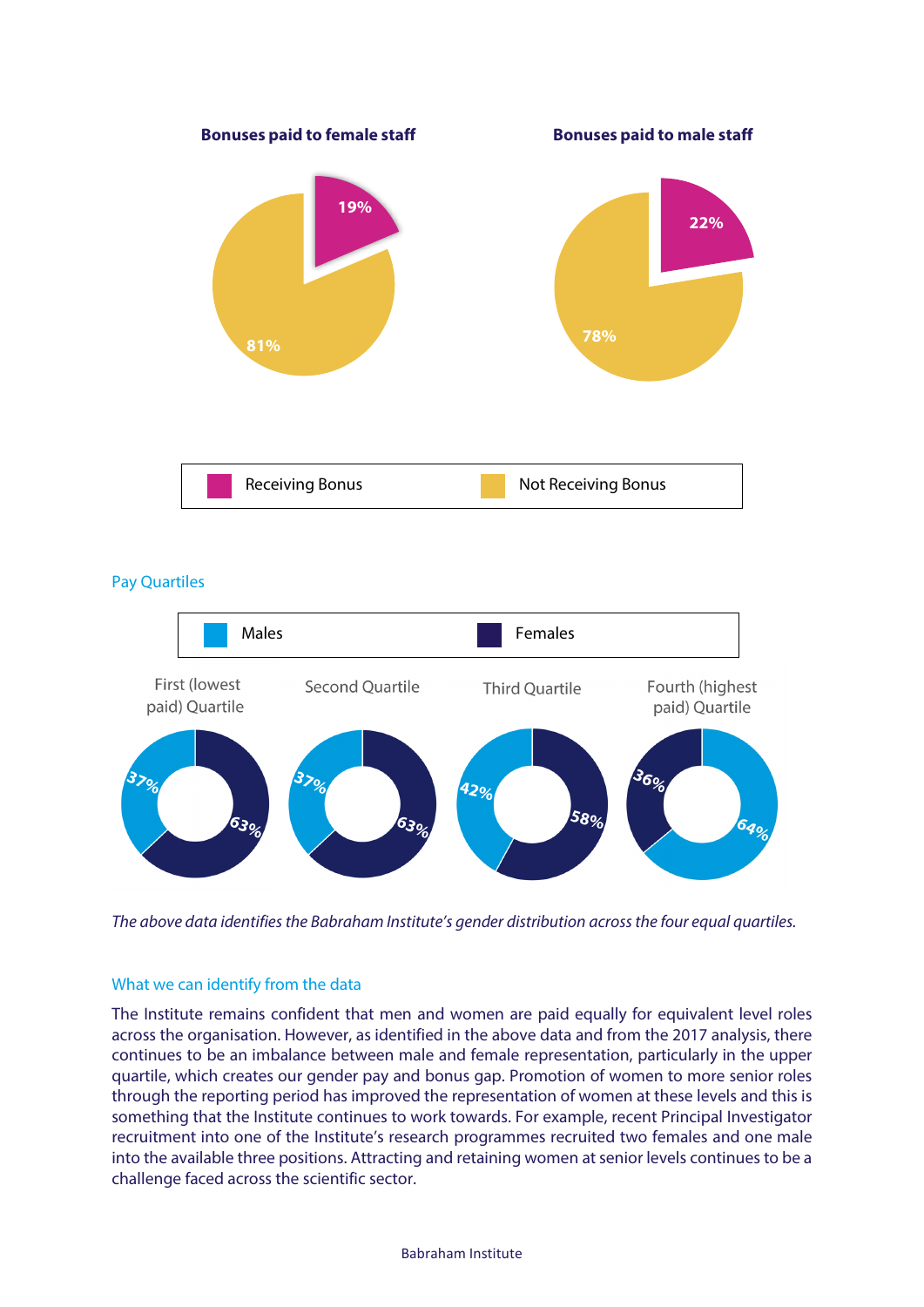**Bonuses paid to female staff**

- Receiving Bonus: 19%
- Not Receiving Bonus: 81%

**Bonuses paid to male staff**

- Receiving Bonus: 22%
- Not Receiving Bonus: 78%

## Pay Quartiles

| Quartile | Males | Females |
| --- | --- | --- |
| First (lowest paid) Quartile | 37% | 63% |
| Second Quartile | 37% | 63% |
| Third Quartile | 42% | 58% |
| Fourth (highest paid) Quartile | 64% | 36% |

*The above data identifies the Babraham Institute's gender distribution across the four equal quartiles.*

## What we can identify from the data

The Institute remains confident that men and women are paid equally for equivalent level roles across the organisation. However, as identified in the above data and from the 2017 analysis, there continues to be an imbalance between male and female representation, particularly in the upper quartile, which creates our gender pay and bonus gap. Promotion of women to more senior roles through the reporting period has improved the representation of women at these levels and this is something that the Institute continues to work towards. For example, recent Principal Investigator recruitment into one of the Institute's research programmes recruited two females and one male into the available three positions. Attracting and retaining women at senior levels continues to be a challenge faced across the scientific sector.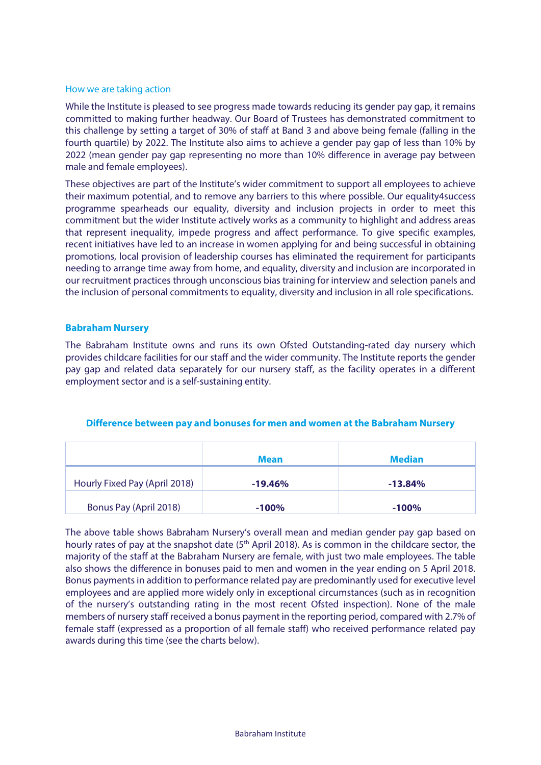### How we are taking action

While the Institute is pleased to see progress made towards reducing its gender pay gap, it remains committed to making further headway. Our Board of Trustees has demonstrated commitment to this challenge by setting a target of 30% of staff at Band 3 and above being female (falling in the fourth quartile) by 2022. The Institute also aims to achieve a gender pay gap of less than 10% by 2022 (mean gender pay gap representing no more than 10% difference in average pay between male and female employees).

These objectives are part of the Institute's wider commitment to support all employees to achieve their maximum potential, and to remove any barriers to this where possible. Our equality4success programme spearheads our equality, diversity and inclusion projects in order to meet this commitment but the wider Institute actively works as a community to highlight and address areas that represent inequality, impede progress and affect performance. To give specific examples, recent initiatives have led to an increase in women applying for and being successful in obtaining promotions, local provision of leadership courses has eliminated the requirement for participants needing to arrange time away from home, and equality, diversity and inclusion are incorporated in our recruitment practices through unconscious bias training for interview and selection panels and the inclusion of personal commitments to equality, diversity and inclusion in all role specifications.

## Babraham Nursery

The Babraham Institute owns and runs its own Ofsted Outstanding-rated day nursery which provides childcare facilities for our staff and the wider community. The Institute reports the gender pay gap and related data separately for our nursery staff, as the facility operates in a different employment sector and is a self-sustaining entity.

**Difference between pay and bonuses for men and women at the Babraham Nursery**

| | **Mean** | **Median** |
|---|---|---|
| Hourly Fixed Pay (April 2018) | **-19.46%** | **-13.84%** |
| Bonus Pay (April 2018) | **-100%** | **-100%** |

The above table shows Babraham Nursery's overall mean and median gender pay gap based on hourly rates of pay at the snapshot date (5th April 2018). As is common in the childcare sector, the majority of the staff at the Babraham Nursery are female, with just two male employees. The table also shows the difference in bonuses paid to men and women in the year ending on 5 April 2018. Bonus payments in addition to performance related pay are predominantly used for executive level employees and are applied more widely only in exceptional circumstances (such as in recognition of the nursery's outstanding rating in the most recent Ofsted inspection). None of the male members of nursery staff received a bonus payment in the reporting period, compared with 2.7% of female staff (expressed as a proportion of all female staff) who received performance related pay awards during this time (see the charts below).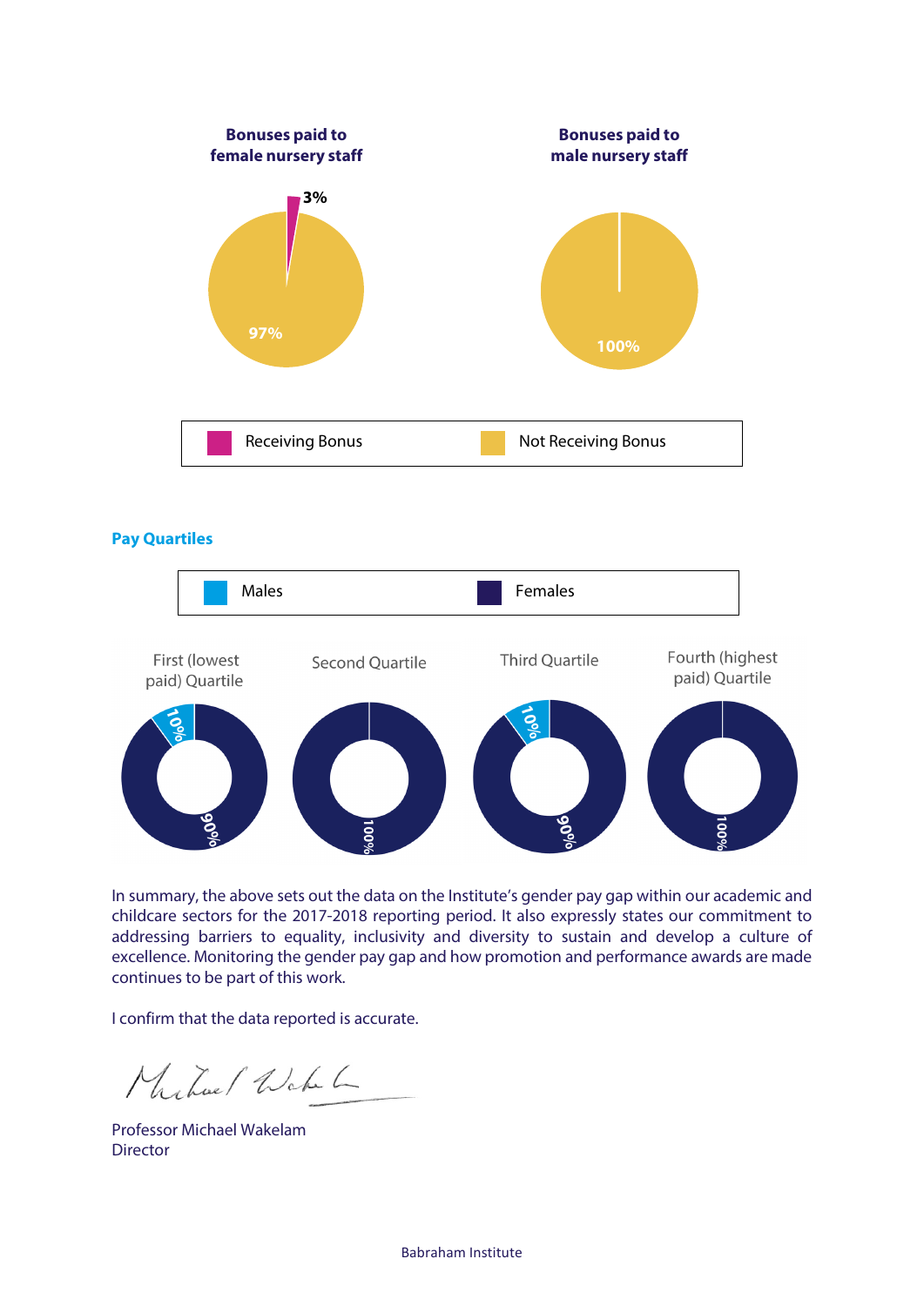**Bonuses paid to female nursery staff**

3%

97%

**Bonuses paid to male nursery staff**

100%

Receiving Bonus

Not Receiving Bonus

## Pay Quartiles

Males

Females

First (lowest paid) Quartile

10%

90%

Second Quartile

100%

Third Quartile

10%

90%

Fourth (highest paid) Quartile

100%

In summary, the above sets out the data on the Institute's gender pay gap within our academic and childcare sectors for the 2017-2018 reporting period. It also expressly states our commitment to addressing barriers to equality, inclusivity and diversity to sustain and develop a culture of excellence. Monitoring the gender pay gap and how promotion and performance awards are made continues to be part of this work.

I confirm that the data reported is accurate.

Professor Michael Wakelam
Director